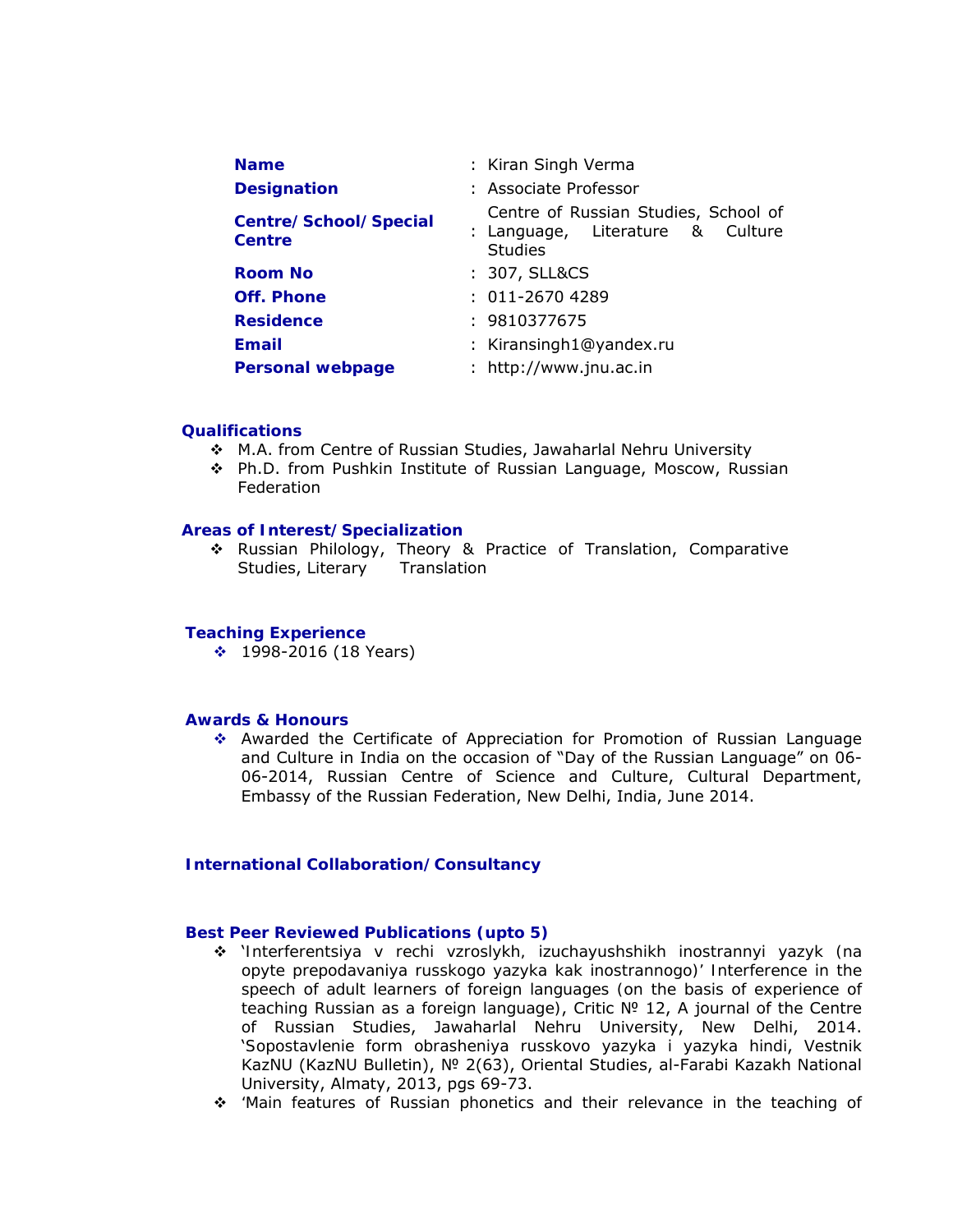| | | |
|---|---|---|
| **Name** | : | Kiran Singh Verma |
| **Designation** | : | Associate Professor |
| **Centre/School/Special Centre** | : | Centre of Russian Studies, School of Language, Literature & Culture Studies |
| **Room No** | : | 307, SLL&CS |
| **Off. Phone** | : | 011-2670 4289 |
| **Residence** | : | 9810377675 |
| **Email** | : | Kiransingh1@yandex.ru |
| **Personal webpage** | : | http://www.jnu.ac.in |

### Qualifications

- M.A. from Centre of Russian Studies, Jawaharlal Nehru University
- Ph.D. from Pushkin Institute of Russian Language, Moscow, Russian Federation

### Areas of Interest/Specialization

- Russian Philology, Theory & Practice of Translation, Comparative Studies, Literary Translation

### Teaching Experience

- 1998-2016 (18 Years)

### Awards & Honours

- Awarded the Certificate of Appreciation for Promotion of Russian Language and Culture in India on the occasion of "Day of the Russian Language" on 06-06-2014, Russian Centre of Science and Culture, Cultural Department, Embassy of the Russian Federation, New Delhi, India, June 2014.

### International Collaboration/Consultancy

### Best Peer Reviewed Publications (upto 5)

- 'Interferentsiya v rechi vzroslykh, izuchayushshikh inostrannyi yazyk (na opyte prepodavaniya russkogo yazyka kak inostrannogo)' Interference in the speech of adult learners of foreign languages (on the basis of experience of teaching Russian as a foreign language), Critic № 12, A journal of the Centre of Russian Studies, Jawaharlal Nehru University, New Delhi, 2014. 'Sopostavlenie form obrasheniya russkovo yazyka i yazyka hindi, Vestnik KazNU (KazNU Bulletin), № 2(63), Oriental Studies, al-Farabi Kazakh National University, Almaty, 2013, pgs 69-73.
- 'Main features of Russian phonetics and their relevance in the teaching of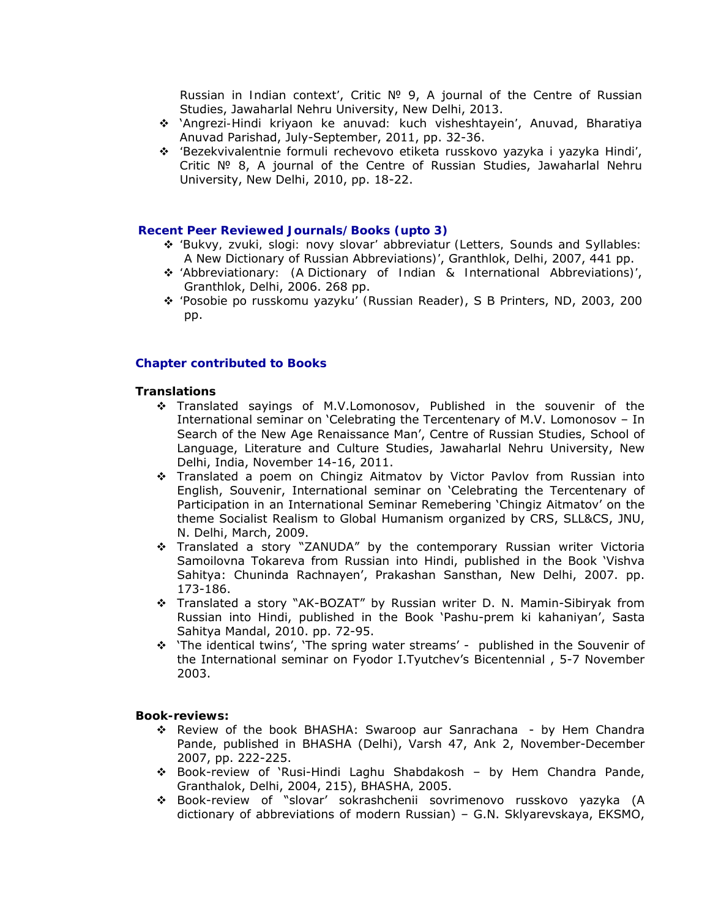Russian in Indian context', Critic № 9, A journal of the Centre of Russian Studies, Jawaharlal Nehru University, New Delhi, 2013.

- 'Angrezi-Hindi kriyaon ke anuvad: kuch visheshtayein', Anuvad, Bharatiya Anuvad Parishad, July-September, 2011, pp. 32-36.
- 'Bezekvivalentnie formuli rechevovo etiketa russkovo yazyka i yazyka Hindi', Critic № 8, A journal of the Centre of Russian Studies, Jawaharlal Nehru University, New Delhi, 2010, pp. 18-22.

### Recent Peer Reviewed Journals/Books (upto 3)

- 'Bukvy, zvuki, slogi: novy slovar' abbreviatur (Letters, Sounds and Syllables: A New Dictionary of Russian Abbreviations)', Granthlok, Delhi, 2007, 441 pp.
- 'Abbreviationary: (A Dictionary of Indian & International Abbreviations)', Granthlok, Delhi, 2006. 268 pp.
- 'Posobie po russkomu yazyku' (Russian Reader), S B Printers, ND, 2003, 200 pp.

### Chapter contributed to Books

**Translations**

- Translated sayings of M.V.Lomonosov, Published in the souvenir of the International seminar on 'Celebrating the Tercentenary of M.V. Lomonosov – In Search of the New Age Renaissance Man', Centre of Russian Studies, School of Language, Literature and Culture Studies, Jawaharlal Nehru University, New Delhi, India, November 14-16, 2011.
- Translated a poem on Chingiz Aitmatov by Victor Pavlov from Russian into English, Souvenir, International seminar on 'Celebrating the Tercentenary of Participation in an International Seminar Remebering 'Chingiz Aitmatov' on the theme Socialist Realism to Global Humanism organized by CRS, SLL&CS, JNU, N. Delhi, March, 2009.
- Translated a story "ZANUDA" by the contemporary Russian writer Victoria Samoilovna Tokareva from Russian into Hindi, published in the Book 'Vishva Sahitya: Chuninda Rachnayen', Prakashan Sansthan, New Delhi, 2007. pp. 173-186.
- Translated a story "AK-BOZAT" by Russian writer D. N. Mamin-Sibiryak from Russian into Hindi, published in the Book 'Pashu-prem ki kahaniyan', Sasta Sahitya Mandal, 2010. pp. 72-95.
- 'The identical twins', 'The spring water streams' - published in the Souvenir of the International seminar on Fyodor I.Tyutchev's Bicentennial , 5-7 November 2003.

**Book-reviews:**

- Review of the book BHASHA: Swaroop aur Sanrachana - by Hem Chandra Pande, published in BHASHA (Delhi), Varsh 47, Ank 2, November-December 2007, pp. 222-225.
- Book-review of 'Rusi-Hindi Laghu Shabdakosh – by Hem Chandra Pande, Granthalok, Delhi, 2004, 215), BHASHA, 2005.
- Book-review of "slovar' sokrashchenii sovrimenovo russkovo yazyka (A dictionary of abbreviations of modern Russian) – G.N. Sklyarevskaya, EKSMO,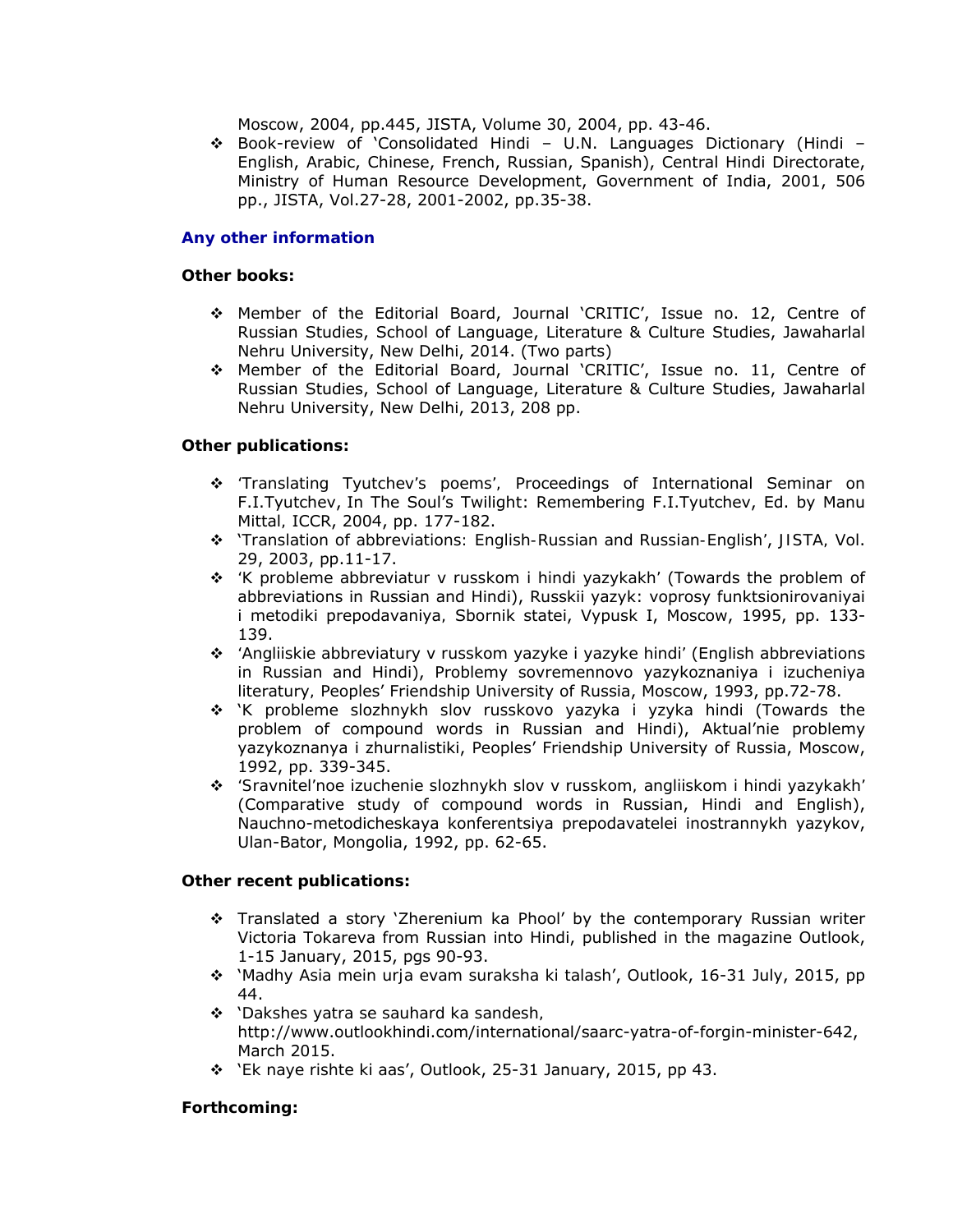Moscow, 2004, pp.445, JISTA, Volume 30, 2004, pp. 43-46.

- Book-review of 'Consolidated Hindi – U.N. Languages Dictionary (Hindi – English, Arabic, Chinese, French, Russian, Spanish), Central Hindi Directorate, Ministry of Human Resource Development, Government of India, 2001, 506 pp., JISTA, Vol.27-28, 2001-2002, pp.35-38.

### Any other information

**Other books:**

- Member of the Editorial Board, Journal 'CRITIC', Issue no. 12, Centre of Russian Studies, School of Language, Literature & Culture Studies, Jawaharlal Nehru University, New Delhi, 2014. (Two parts)
- Member of the Editorial Board, Journal 'CRITIC', Issue no. 11, Centre of Russian Studies, School of Language, Literature & Culture Studies, Jawaharlal Nehru University, New Delhi, 2013, 208 pp.

**Other publications:**

- 'Translating Tyutchev's poems', Proceedings of International Seminar on F.I.Tyutchev, In The Soul's Twilight: Remembering F.I.Tyutchev, Ed. by Manu Mittal, ICCR, 2004, pp. 177-182.
- 'Translation of abbreviations: English-Russian and Russian-English', JISTA, Vol. 29, 2003, pp.11-17.
- 'K probleme abbreviatur v russkom i hindi yazykakh' (Towards the problem of abbreviations in Russian and Hindi), Russkii yazyk: voprosy funktsionirovaniyai i metodiki prepodavaniya, Sbornik statei, Vypusk I, Moscow, 1995, pp. 133-139.
- 'Angliiskie abbreviatury v russkom yazyke i yazyke hindi' (English abbreviations in Russian and Hindi), Problemy sovremennovo yazykoznaniya i izucheniya literatury, Peoples' Friendship University of Russia, Moscow, 1993, pp.72-78.
- 'K probleme slozhnykh slov russkovo yazyka i yzyka hindi (Towards the problem of compound words in Russian and Hindi), Aktual'nie problemy yazykoznanya i zhurnalistiki, Peoples' Friendship University of Russia, Moscow, 1992, pp. 339-345.
- 'Sravnitel'noe izuchenie slozhnykh slov v russkom, angliiskom i hindi yazykakh' (Comparative study of compound words in Russian, Hindi and English), Nauchno-metodicheskaya konferentsiya prepodavatelei inostrannykh yazykov, Ulan-Bator, Mongolia, 1992, pp. 62-65.

**Other recent publications:**

- Translated a story 'Zherenium ka Phool' by the contemporary Russian writer Victoria Tokareva from Russian into Hindi, published in the magazine Outlook, 1-15 January, 2015, pgs 90-93.
- 'Madhy Asia mein urja evam suraksha ki talash', Outlook, 16-31 July, 2015, pp 44.
- 'Dakshes yatra se sauhard ka sandesh, http://www.outlookhindi.com/international/saarc-yatra-of-forgin-minister-642, March 2015.
- 'Ek naye rishte ki aas', Outlook, 25-31 January, 2015, pp 43.

**Forthcoming:**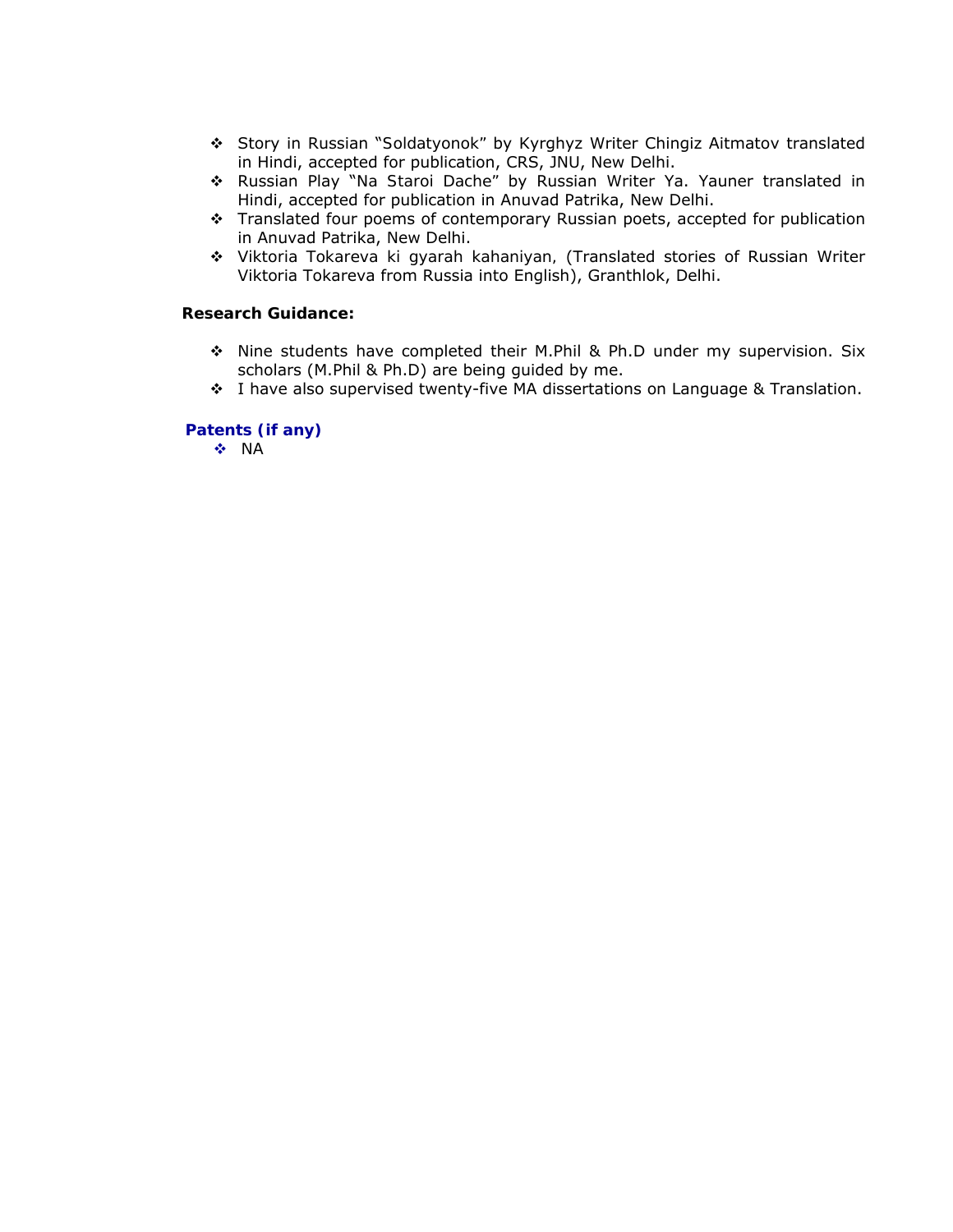- Story in Russian "Soldatyonok" by Kyrghyz Writer Chingiz Aitmatov translated in Hindi, accepted for publication, CRS, JNU, New Delhi.
- Russian Play "Na Staroi Dache" by Russian Writer Ya. Yauner translated in Hindi, accepted for publication in Anuvad Patrika, New Delhi.
- Translated four poems of contemporary Russian poets, accepted for publication in Anuvad Patrika, New Delhi.
- Viktoria Tokareva ki gyarah kahaniyan, (Translated stories of Russian Writer Viktoria Tokareva from Russia into English), Granthlok, Delhi.

**Research Guidance:**

- Nine students have completed their M.Phil & Ph.D under my supervision. Six scholars (M.Phil & Ph.D) are being guided by me.
- I have also supervised twenty-five MA dissertations on Language & Translation.

**Patents (if any)**

- NA